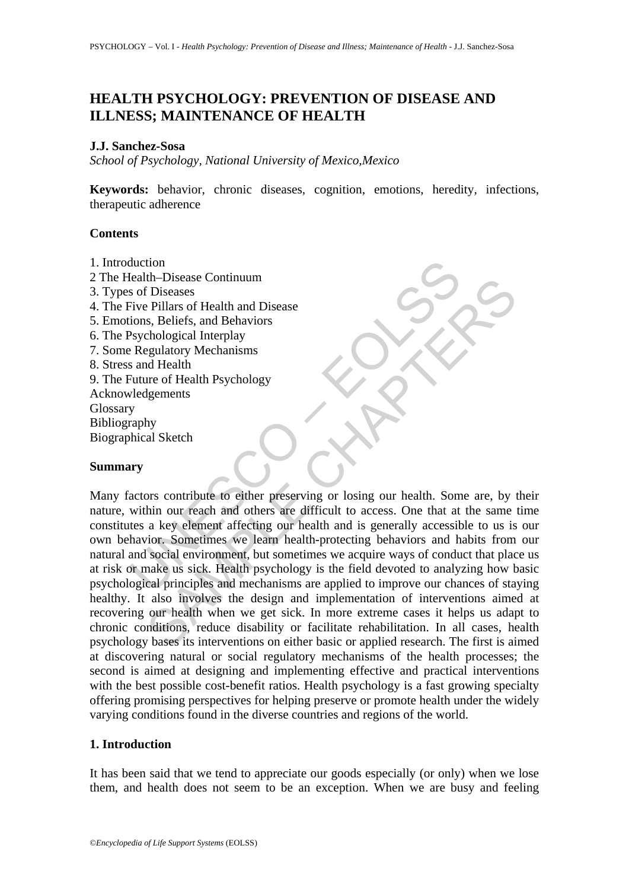# HEALTH PSYCHOLOGY: PREVENTION OF DISEASE AND ILLNESS; MAINTENANCE OF HEALTH

**J.J. Sanchez-Sosa**

*School of Psychology, National University of Mexico,Mexico*

**Keywords:** behavior, chronic diseases, cognition, emotions, heredity, infections, therapeutic adherence

## Contents

1. Introduction
2 The Health–Disease Continuum
3. Types of Diseases
4. The Five Pillars of Health and Disease
5. Emotions, Beliefs, and Behaviors
6. The Psychological Interplay
7. Some Regulatory Mechanisms
8. Stress and Health
9. The Future of Health Psychology

Acknowledgements
Glossary
Bibliography
Biographical Sketch

## Summary

Many factors contribute to either preserving or losing our health. Some are, by their nature, within our reach and others are difficult to access. One that at the same time constitutes a key element affecting our health and is generally accessible to us is our own behavior. Sometimes we learn health-protecting behaviors and habits from our natural and social environment, but sometimes we acquire ways of conduct that place us at risk or make us sick. Health psychology is the field devoted to analyzing how basic psychological principles and mechanisms are applied to improve our chances of staying healthy. It also involves the design and implementation of interventions aimed at recovering our health when we get sick. In more extreme cases it helps us adapt to chronic conditions, reduce disability or facilitate rehabilitation. In all cases, health psychology bases its interventions on either basic or applied research. The first is aimed at discovering natural or social regulatory mechanisms of the health processes; the second is aimed at designing and implementing effective and practical interventions with the best possible cost-benefit ratios. Health psychology is a fast growing specialty offering promising perspectives for helping preserve or promote health under the widely varying conditions found in the diverse countries and regions of the world.

## 1. Introduction

It has been said that we tend to appreciate our goods especially (or only) when we lose them, and health does not seem to be an exception. When we are busy and feeling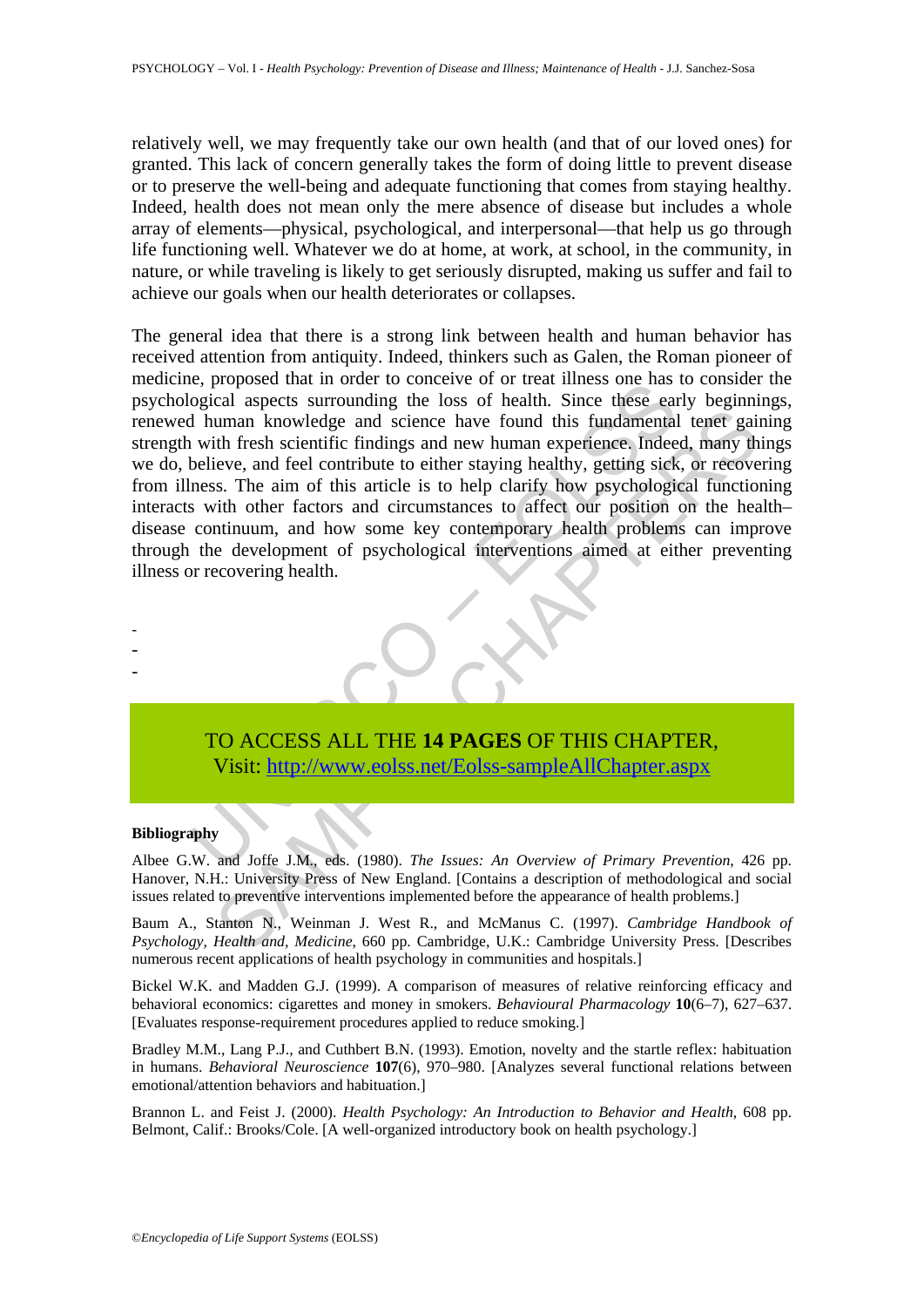relatively well, we may frequently take our own health (and that of our loved ones) for granted. This lack of concern generally takes the form of doing little to prevent disease or to preserve the well-being and adequate functioning that comes from staying healthy. Indeed, health does not mean only the mere absence of disease but includes a whole array of elements—physical, psychological, and interpersonal—that help us go through life functioning well. Whatever we do at home, at work, at school, in the community, in nature, or while traveling is likely to get seriously disrupted, making us suffer and fail to achieve our goals when our health deteriorates or collapses.

The general idea that there is a strong link between health and human behavior has received attention from antiquity. Indeed, thinkers such as Galen, the Roman pioneer of medicine, proposed that in order to conceive of or treat illness one has to consider the psychological aspects surrounding the loss of health. Since these early beginnings, renewed human knowledge and science have found this fundamental tenet gaining strength with fresh scientific findings and new human experience. Indeed, many things we do, believe, and feel contribute to either staying healthy, getting sick, or recovering from illness. The aim of this article is to help clarify how psychological functioning interacts with other factors and circumstances to affect our position on the health–disease continuum, and how some key contemporary health problems can improve through the development of psychological interventions aimed at either preventing illness or recovering health.

-
-
-

TO ACCESS ALL THE **14 PAGES** OF THIS CHAPTER,
Visit: http://www.eolss.net/Eolss-sampleAllChapter.aspx

**Bibliography**

Albee G.W. and Joffe J.M., eds. (1980). *The Issues: An Overview of Primary Prevention*, 426 pp. Hanover, N.H.: University Press of New England. [Contains a description of methodological and social issues related to preventive interventions implemented before the appearance of health problems.]

Baum A., Stanton N., Weinman J. West R., and McManus C. (1997). *Cambridge Handbook of Psychology, Health and, Medicine*, 660 pp. Cambridge, U.K.: Cambridge University Press. [Describes numerous recent applications of health psychology in communities and hospitals.]

Bickel W.K. and Madden G.J. (1999). A comparison of measures of relative reinforcing efficacy and behavioral economics: cigarettes and money in smokers. *Behavioural Pharmacology* **10**(6–7), 627–637. [Evaluates response-requirement procedures applied to reduce smoking.]

Bradley M.M., Lang P.J., and Cuthbert B.N. (1993). Emotion, novelty and the startle reflex: habituation in humans. *Behavioral Neuroscience* **107**(6), 970–980. [Analyzes several functional relations between emotional/attention behaviors and habituation.]

Brannon L. and Feist J. (2000). *Health Psychology: An Introduction to Behavior and Health*, 608 pp. Belmont, Calif.: Brooks/Cole. [A well-organized introductory book on health psychology.]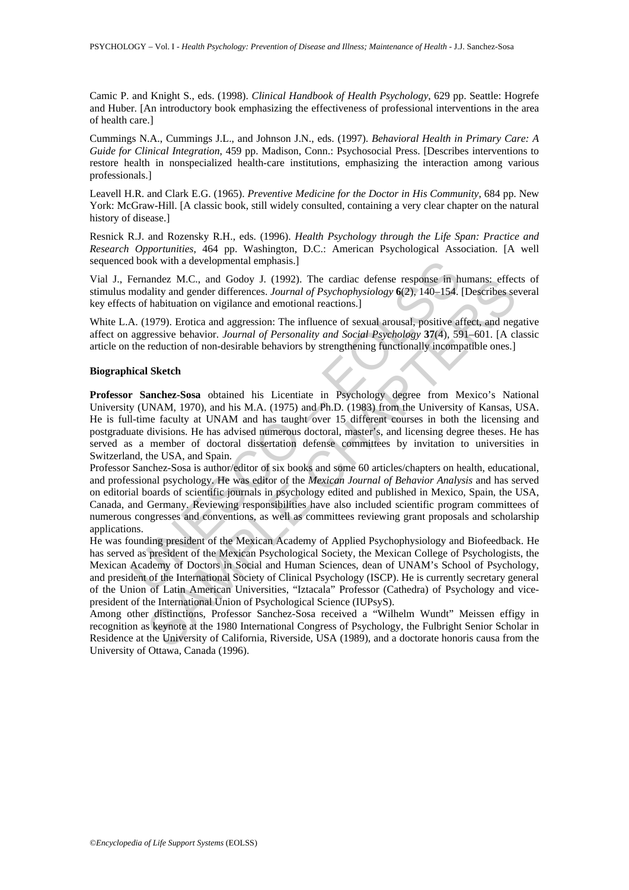Camic P. and Knight S., eds. (1998). *Clinical Handbook of Health Psychology*, 629 pp. Seattle: Hogrefe and Huber. [An introductory book emphasizing the effectiveness of professional interventions in the area of health care.]

Cummings N.A., Cummings J.L., and Johnson J.N., eds. (1997). *Behavioral Health in Primary Care: A Guide for Clinical Integration*, 459 pp. Madison, Conn.: Psychosocial Press. [Describes interventions to restore health in nonspecialized health-care institutions, emphasizing the interaction among various professionals.]

Leavell H.R. and Clark E.G. (1965). *Preventive Medicine for the Doctor in His Community*, 684 pp. New York: McGraw-Hill. [A classic book, still widely consulted, containing a very clear chapter on the natural history of disease.]

Resnick R.J. and Rozensky R.H., eds. (1996). *Health Psychology through the Life Span: Practice and Research Opportunities*, 464 pp. Washington, D.C.: American Psychological Association. [A well sequenced book with a developmental emphasis.]

Vial J., Fernandez M.C., and Godoy J. (1992). The cardiac defense response in humans: effects of stimulus modality and gender differences. *Journal of Psychophysiology* **6**(2), 140–154. [Describes several key effects of habituation on vigilance and emotional reactions.]

White L.A. (1979). Erotica and aggression: The influence of sexual arousal, positive affect, and negative affect on aggressive behavior. *Journal of Personality and Social Psychology* **37**(4), 591–601. [A classic article on the reduction of non-desirable behaviors by strengthening functionally incompatible ones.]

**Biographical Sketch**

**Professor Sanchez-Sosa** obtained his Licentiate in Psychology degree from Mexico's National University (UNAM, 1970), and his M.A. (1975) and Ph.D. (1983) from the University of Kansas, USA. He is full-time faculty at UNAM and has taught over 15 different courses in both the licensing and postgraduate divisions. He has advised numerous doctoral, master's, and licensing degree theses. He has served as a member of doctoral dissertation defense committees by invitation to universities in Switzerland, the USA, and Spain.

Professor Sanchez-Sosa is author/editor of six books and some 60 articles/chapters on health, educational, and professional psychology. He was editor of the *Mexican Journal of Behavior Analysis* and has served on editorial boards of scientific journals in psychology edited and published in Mexico, Spain, the USA, Canada, and Germany. Reviewing responsibilities have also included scientific program committees of numerous congresses and conventions, as well as committees reviewing grant proposals and scholarship applications.

He was founding president of the Mexican Academy of Applied Psychophysiology and Biofeedback. He has served as president of the Mexican Psychological Society, the Mexican College of Psychologists, the Mexican Academy of Doctors in Social and Human Sciences, dean of UNAM's School of Psychology, and president of the International Society of Clinical Psychology (ISCP). He is currently secretary general of the Union of Latin American Universities, "Iztacala" Professor (Cathedra) of Psychology and vice-president of the International Union of Psychological Science (IUPsyS).

Among other distinctions, Professor Sanchez-Sosa received a "Wilhelm Wundt" Meissen effigy in recognition as keynote at the 1980 International Congress of Psychology, the Fulbright Senior Scholar in Residence at the University of California, Riverside, USA (1989), and a doctorate honoris causa from the University of Ottawa, Canada (1996).